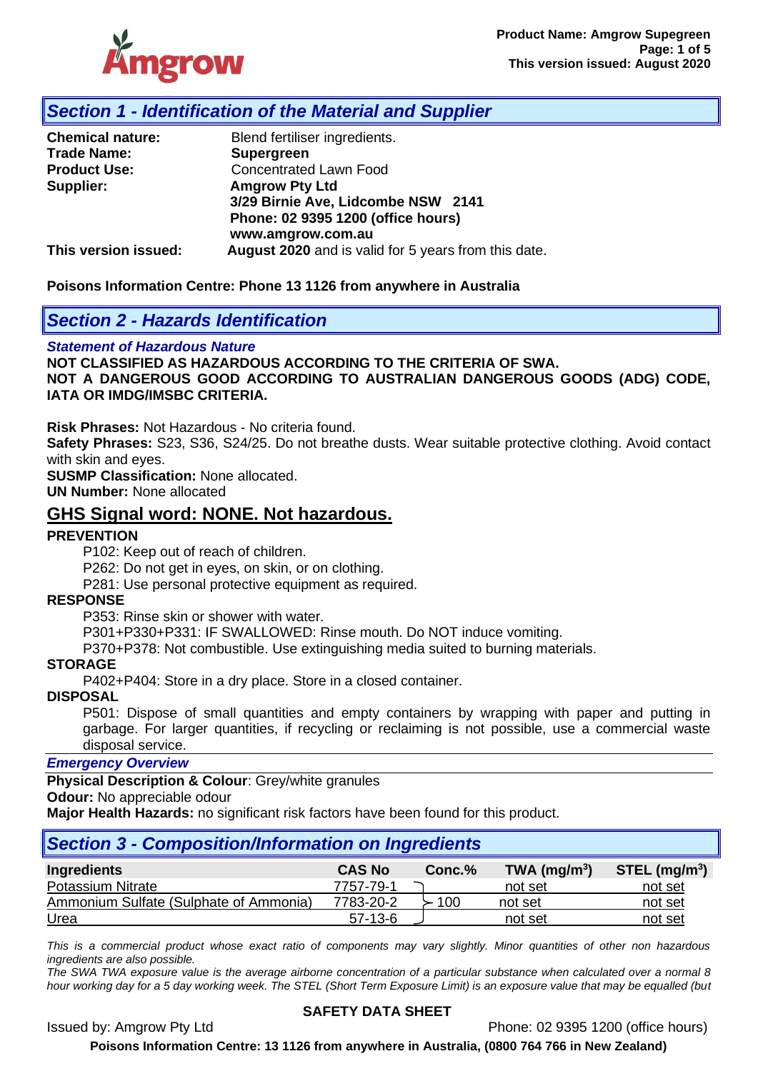## Section 1 - Identification of the Material and Supplier

**Chemical nature:** Blend fertiliser ingredients.
**Trade Name:** **Supergreen**
**Product Use:** Concentrated Lawn Food
**Supplier:** **Amgrow Pty Ltd**
**3/29 Birnie Ave, Lidcombe NSW 2141**
**Phone: 02 9395 1200 (office hours)**
**www.amgrow.com.au**
**This version issued:** **August 2020** and is valid for 5 years from this date.

**Poisons Information Centre: Phone 13 1126 from anywhere in Australia**

## Section 2 - Hazards Identification

### *Statement of Hazardous Nature*

**NOT CLASSIFIED AS HAZARDOUS ACCORDING TO THE CRITERIA OF SWA.**
**NOT A DANGEROUS GOOD ACCORDING TO AUSTRALIAN DANGEROUS GOODS (ADG) CODE, IATA OR IMDG/IMSBC CRITERIA.**

**Risk Phrases:** Not Hazardous - No criteria found.
**Safety Phrases:** S23, S36, S24/25. Do not breathe dusts. Wear suitable protective clothing. Avoid contact with skin and eyes.
**SUSMP Classification:** None allocated.
**UN Number:** None allocated

### GHS Signal word: NONE. Not hazardous.

**PREVENTION**

P102: Keep out of reach of children.
P262: Do not get in eyes, on skin, or on clothing.
P281: Use personal protective equipment as required.

**RESPONSE**

P353: Rinse skin or shower with water.
P301+P330+P331: IF SWALLOWED: Rinse mouth. Do NOT induce vomiting.
P370+P378: Not combustible. Use extinguishing media suited to burning materials.

**STORAGE**

P402+P404: Store in a dry place. Store in a closed container.

**DISPOSAL**

P501: Dispose of small quantities and empty containers by wrapping with paper and putting in garbage. For larger quantities, if recycling or reclaiming is not possible, use a commercial waste disposal service.

### *Emergency Overview*

**Physical Description & Colour**: Grey/white granules
**Odour:** No appreciable odour
**Major Health Hazards:** no significant risk factors have been found for this product.

## Section 3 - Composition/Information on Ingredients

| Ingredients | CAS No | Conc.% | TWA (mg/m$^3$) | STEL (mg/m$^3$) |
|---|---|---|---|---|
| Potassium Nitrate | 7757-79-1 | 100 (total) | not set | not set |
| Ammonium Sulfate (Sulphate of Ammonia) | 7783-20-2 | 100 (total) | not set | not set |
| Urea | 57-13-6 | 100 (total) | not set | not set |

*This is a commercial product whose exact ratio of components may vary slightly. Minor quantities of other non hazardous ingredients are also possible.*
*The SWA TWA exposure value is the average airborne concentration of a particular substance when calculated over a normal 8 hour working day for a 5 day working week. The STEL (Short Term Exposure Limit) is an exposure value that may be equalled (but*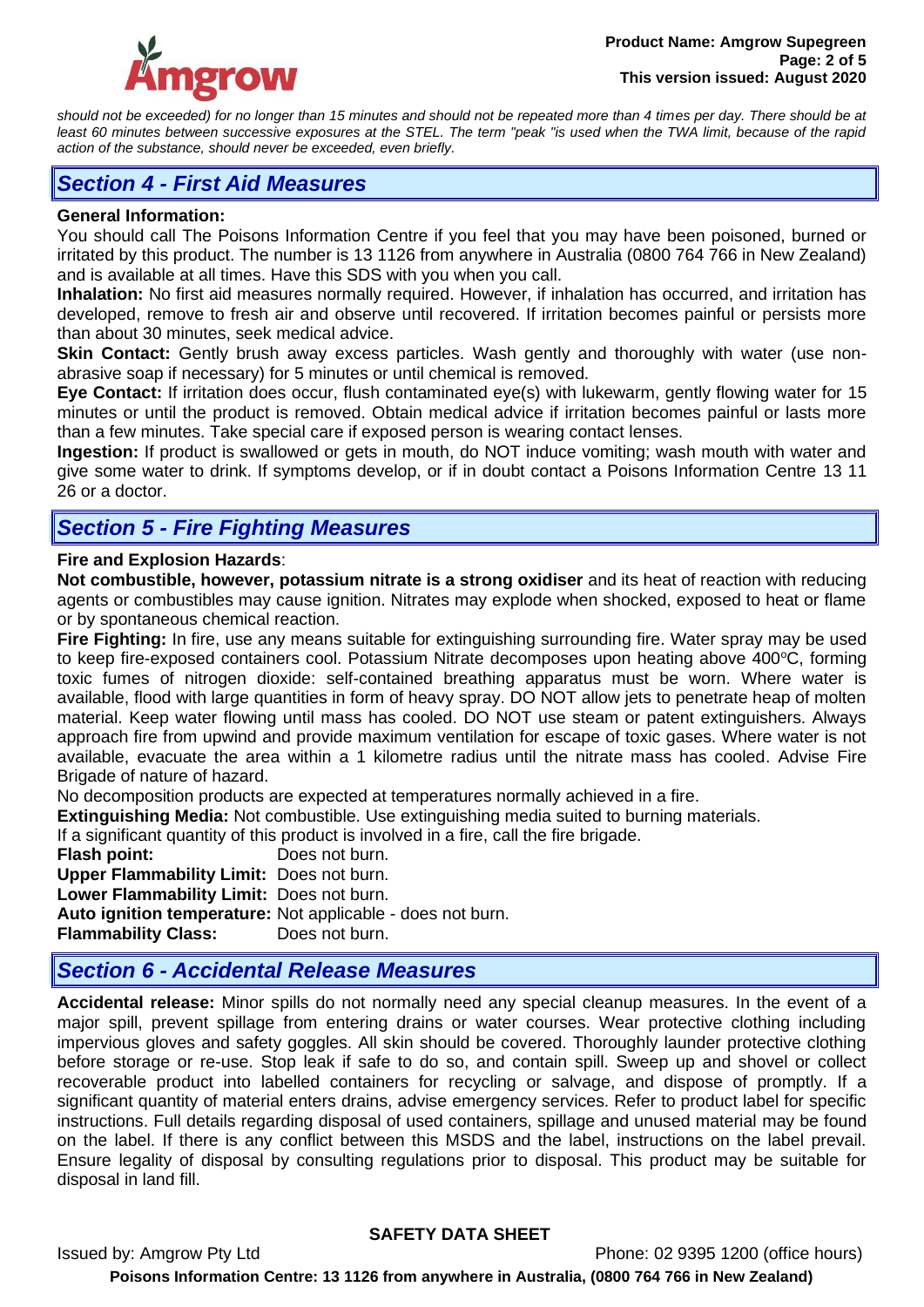*should not be exceeded) for no longer than 15 minutes and should not be repeated more than 4 times per day. There should be at least 60 minutes between successive exposures at the STEL. The term "peak "is used when the TWA limit, because of the rapid action of the substance, should never be exceeded, even briefly.*

## Section 4 - First Aid Measures

**General Information:**
You should call The Poisons Information Centre if you feel that you may have been poisoned, burned or irritated by this product. The number is 13 1126 from anywhere in Australia (0800 764 766 in New Zealand) and is available at all times. Have this SDS with you when you call.

**Inhalation:** No first aid measures normally required. However, if inhalation has occurred, and irritation has developed, remove to fresh air and observe until recovered. If irritation becomes painful or persists more than about 30 minutes, seek medical advice.

**Skin Contact:** Gently brush away excess particles. Wash gently and thoroughly with water (use non-abrasive soap if necessary) for 5 minutes or until chemical is removed.

**Eye Contact:** If irritation does occur, flush contaminated eye(s) with lukewarm, gently flowing water for 15 minutes or until the product is removed. Obtain medical advice if irritation becomes painful or lasts more than a few minutes. Take special care if exposed person is wearing contact lenses.

**Ingestion:** If product is swallowed or gets in mouth, do NOT induce vomiting; wash mouth with water and give some water to drink. If symptoms develop, or if in doubt contact a Poisons Information Centre 13 11 26 or a doctor.

## Section 5 - Fire Fighting Measures

**Fire and Explosion Hazards**:
**Not combustible, however, potassium nitrate is a strong oxidiser** and its heat of reaction with reducing agents or combustibles may cause ignition. Nitrates may explode when shocked, exposed to heat or flame or by spontaneous chemical reaction.

**Fire Fighting:** In fire, use any means suitable for extinguishing surrounding fire. Water spray may be used to keep fire-exposed containers cool. Potassium Nitrate decomposes upon heating above 400°C, forming toxic fumes of nitrogen dioxide: self-contained breathing apparatus must be worn. Where water is available, flood with large quantities in form of heavy spray. DO NOT allow jets to penetrate heap of molten material. Keep water flowing until mass has cooled. DO NOT use steam or patent extinguishers. Always approach fire from upwind and provide maximum ventilation for escape of toxic gases. Where water is not available, evacuate the area within a 1 kilometre radius until the nitrate mass has cooled. Advise Fire Brigade of nature of hazard.

No decomposition products are expected at temperatures normally achieved in a fire.

**Extinguishing Media:** Not combustible. Use extinguishing media suited to burning materials.

If a significant quantity of this product is involved in a fire, call the fire brigade.

**Flash point:** Does not burn.
**Upper Flammability Limit:** Does not burn.
**Lower Flammability Limit:** Does not burn.
**Auto ignition temperature:** Not applicable - does not burn.
**Flammability Class:** Does not burn.

## Section 6 - Accidental Release Measures

**Accidental release:** Minor spills do not normally need any special cleanup measures. In the event of a major spill, prevent spillage from entering drains or water courses. Wear protective clothing including impervious gloves and safety goggles. All skin should be covered. Thoroughly launder protective clothing before storage or re-use. Stop leak if safe to do so, and contain spill. Sweep up and shovel or collect recoverable product into labelled containers for recycling or salvage, and dispose of promptly. If a significant quantity of material enters drains, advise emergency services. Refer to product label for specific instructions. Full details regarding disposal of used containers, spillage and unused material may be found on the label. If there is any conflict between this MSDS and the label, instructions on the label prevail. Ensure legality of disposal by consulting regulations prior to disposal. This product may be suitable for disposal in land fill.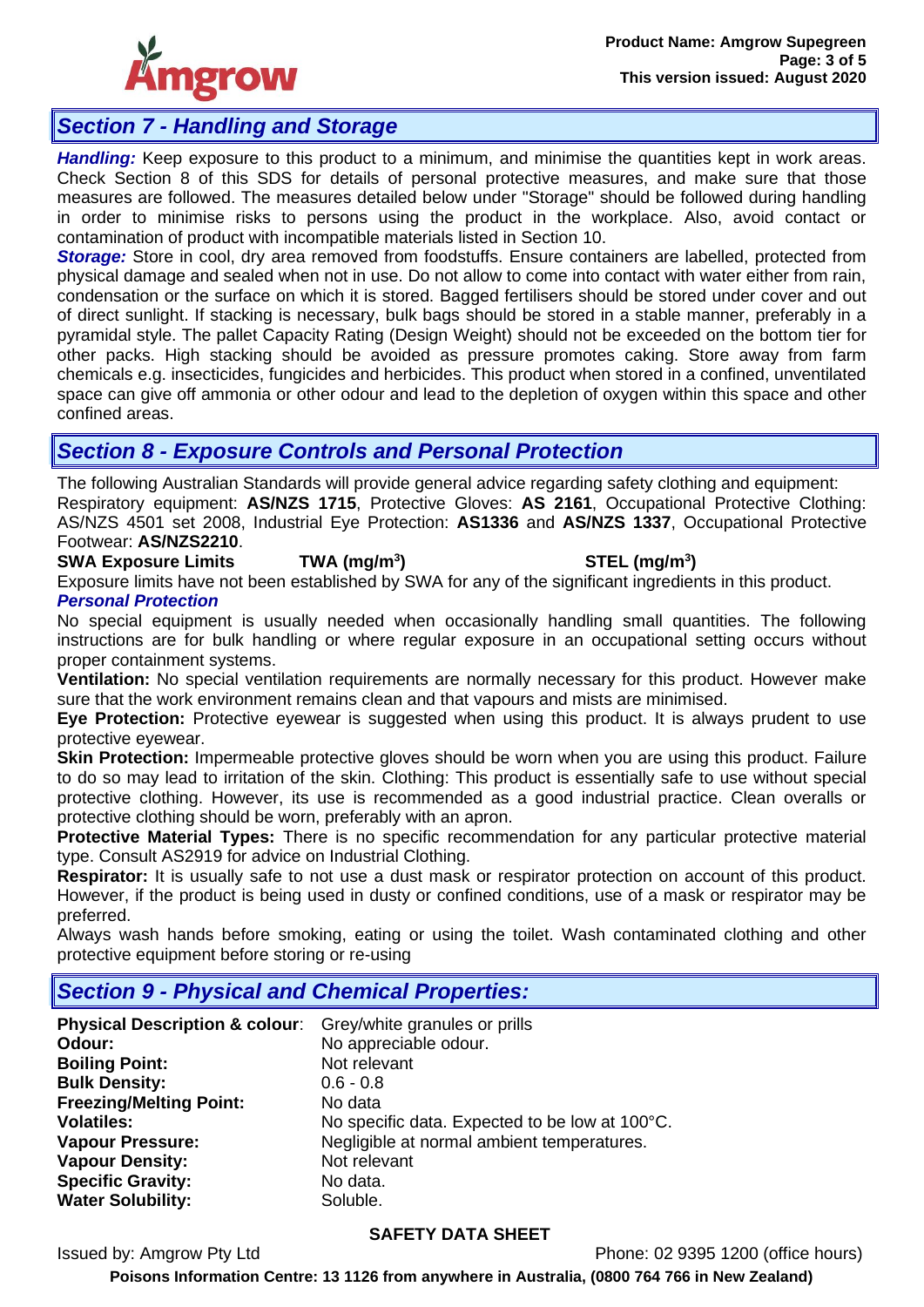## Section 7 - Handling and Storage

***Handling:*** Keep exposure to this product to a minimum, and minimise the quantities kept in work areas. Check Section 8 of this SDS for details of personal protective measures, and make sure that those measures are followed. The measures detailed below under "Storage" should be followed during handling in order to minimise risks to persons using the product in the workplace. Also, avoid contact or contamination of product with incompatible materials listed in Section 10.

***Storage:*** Store in cool, dry area removed from foodstuffs. Ensure containers are labelled, protected from physical damage and sealed when not in use. Do not allow to come into contact with water either from rain, condensation or the surface on which it is stored. Bagged fertilisers should be stored under cover and out of direct sunlight. If stacking is necessary, bulk bags should be stored in a stable manner, preferably in a pyramidal style. The pallet Capacity Rating (Design Weight) should not be exceeded on the bottom tier for other packs. High stacking should be avoided as pressure promotes caking. Store away from farm chemicals e.g. insecticides, fungicides and herbicides. This product when stored in a confined, unventilated space can give off ammonia or other odour and lead to the depletion of oxygen within this space and other confined areas.

## Section 8 - Exposure Controls and Personal Protection

The following Australian Standards will provide general advice regarding safety clothing and equipment:
Respiratory equipment: **AS/NZS 1715**, Protective Gloves: **AS 2161**, Occupational Protective Clothing: AS/NZS 4501 set 2008, Industrial Eye Protection: **AS1336** and **AS/NZS 1337**, Occupational Protective Footwear: **AS/NZS2210**.

| **SWA Exposure Limits** | **TWA (mg/m$^3$)** | **STEL (mg/m$^3$)** |
|---|---|---|

Exposure limits have not been established by SWA for any of the significant ingredients in this product.

***Personal Protection***

No special equipment is usually needed when occasionally handling small quantities. The following instructions are for bulk handling or where regular exposure in an occupational setting occurs without proper containment systems.

**Ventilation:** No special ventilation requirements are normally necessary for this product. However make sure that the work environment remains clean and that vapours and mists are minimised.

**Eye Protection:** Protective eyewear is suggested when using this product. It is always prudent to use protective eyewear.

**Skin Protection:** Impermeable protective gloves should be worn when you are using this product. Failure to do so may lead to irritation of the skin. Clothing: This product is essentially safe to use without special protective clothing. However, its use is recommended as a good industrial practice. Clean overalls or protective clothing should be worn, preferably with an apron.

**Protective Material Types:** There is no specific recommendation for any particular protective material type. Consult AS2919 for advice on Industrial Clothing.

**Respirator:** It is usually safe to not use a dust mask or respirator protection on account of this product. However, if the product is being used in dusty or confined conditions, use of a mask or respirator may be preferred.

Always wash hands before smoking, eating or using the toilet. Wash contaminated clothing and other protective equipment before storing or re-using

## Section 9 - Physical and Chemical Properties:

| | |
|---|---|
| **Physical Description & colour**: | Grey/white granules or prills |
| **Odour:** | No appreciable odour. |
| **Boiling Point:** | Not relevant |
| **Bulk Density:** | 0.6 - 0.8 |
| **Freezing/Melting Point:** | No data |
| **Volatiles:** | No specific data. Expected to be low at 100°C. |
| **Vapour Pressure:** | Negligible at normal ambient temperatures. |
| **Vapour Density:** | Not relevant |
| **Specific Gravity:** | No data. |
| **Water Solubility:** | Soluble. |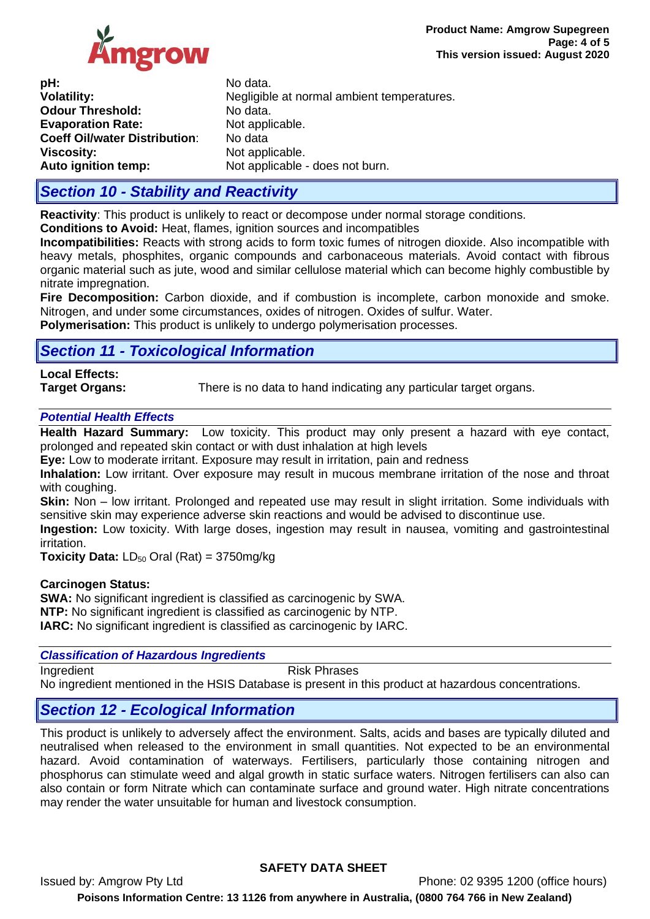| | |
|---|---|
| **pH:** | No data. |
| **Volatility:** | Negligible at normal ambient temperatures. |
| **Odour Threshold:** | No data. |
| **Evaporation Rate:** | Not applicable. |
| **Coeff Oil/water Distribution**: | No data |
| **Viscosity:** | Not applicable. |
| **Auto ignition temp:** | Not applicable - does not burn. |

## *Section 10 - Stability and Reactivity*

**Reactivity**: This product is unlikely to react or decompose under normal storage conditions.
**Conditions to Avoid:** Heat, flames, ignition sources and incompatibles
**Incompatibilities:** Reacts with strong acids to form toxic fumes of nitrogen dioxide. Also incompatible with heavy metals, phosphites, organic compounds and carbonaceous materials. Avoid contact with fibrous organic material such as jute, wood and similar cellulose material which can become highly combustible by nitrate impregnation.
**Fire Decomposition:** Carbon dioxide, and if combustion is incomplete, carbon monoxide and smoke. Nitrogen, and under some circumstances, oxides of nitrogen. Oxides of sulfur. Water.
**Polymerisation:** This product is unlikely to undergo polymerisation processes.

## *Section 11 - Toxicological Information*

**Local Effects:**
**Target Organs:** There is no data to hand indicating any particular target organs.

### *Potential Health Effects*

**Health Hazard Summary:** Low toxicity. This product may only present a hazard with eye contact, prolonged and repeated skin contact or with dust inhalation at high levels
**Eye:** Low to moderate irritant. Exposure may result in irritation, pain and redness
**Inhalation:** Low irritant. Over exposure may result in mucous membrane irritation of the nose and throat with coughing.
**Skin:** Non – low irritant. Prolonged and repeated use may result in slight irritation. Some individuals with sensitive skin may experience adverse skin reactions and would be advised to discontinue use.
**Ingestion:** Low toxicity. With large doses, ingestion may result in nausea, vomiting and gastrointestinal irritation.
**Toxicity Data:** $LD_{50}$ Oral (Rat) = 3750mg/kg

**Carcinogen Status:**
**SWA:** No significant ingredient is classified as carcinogenic by SWA.
**NTP:** No significant ingredient is classified as carcinogenic by NTP.
**IARC:** No significant ingredient is classified as carcinogenic by IARC.

### *Classification of Hazardous Ingredients*

| Ingredient | Risk Phrases |
|---|---|

No ingredient mentioned in the HSIS Database is present in this product at hazardous concentrations.

## *Section 12 - Ecological Information*

This product is unlikely to adversely affect the environment. Salts, acids and bases are typically diluted and neutralised when released to the environment in small quantities. Not expected to be an environmental hazard. Avoid contamination of waterways. Fertilisers, particularly those containing nitrogen and phosphorus can stimulate weed and algal growth in static surface waters. Nitrogen fertilisers can also can also contain or form Nitrate which can contaminate surface and ground water. High nitrate concentrations may render the water unsuitable for human and livestock consumption.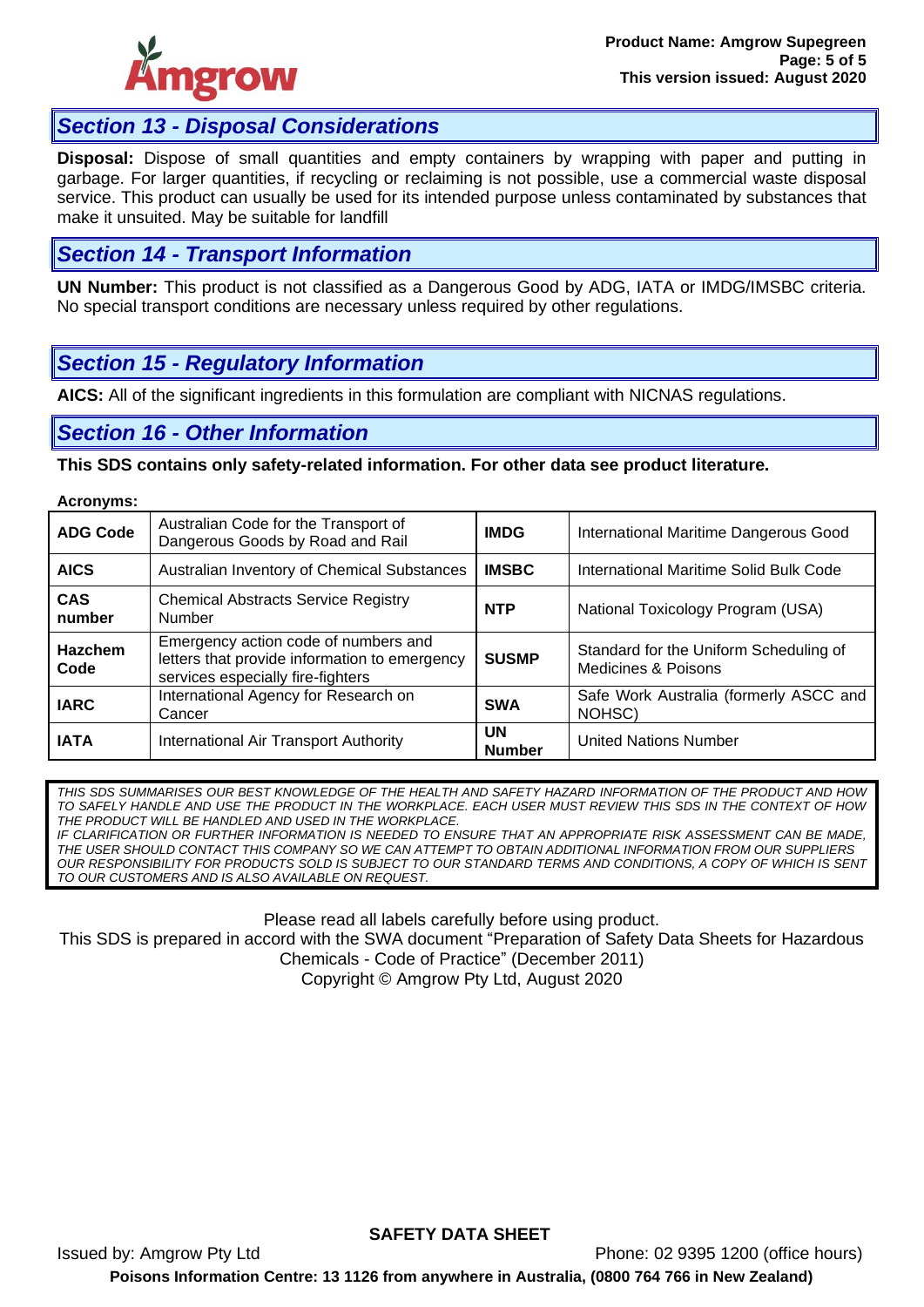## Section 13 - Disposal Considerations

**Disposal:** Dispose of small quantities and empty containers by wrapping with paper and putting in garbage. For larger quantities, if recycling or reclaiming is not possible, use a commercial waste disposal service. This product can usually be used for its intended purpose unless contaminated by substances that make it unsuited. May be suitable for landfill

## Section 14 - Transport Information

**UN Number:** This product is not classified as a Dangerous Good by ADG, IATA or IMDG/IMSBC criteria. No special transport conditions are necessary unless required by other regulations.

## Section 15 - Regulatory Information

**AICS:** All of the significant ingredients in this formulation are compliant with NICNAS regulations.

## Section 16 - Other Information

**This SDS contains only safety-related information. For other data see product literature.**

**Acronyms:**

| | | | |
|---|---|---|---|
| **ADG Code** | Australian Code for the Transport of Dangerous Goods by Road and Rail | **IMDG** | International Maritime Dangerous Good |
| **AICS** | Australian Inventory of Chemical Substances | **IMSBC** | International Maritime Solid Bulk Code |
| **CAS number** | Chemical Abstracts Service Registry Number | **NTP** | National Toxicology Program (USA) |
| **Hazchem Code** | Emergency action code of numbers and letters that provide information to emergency services especially fire-fighters | **SUSMP** | Standard for the Uniform Scheduling of Medicines & Poisons |
| **IARC** | International Agency for Research on Cancer | **SWA** | Safe Work Australia (formerly ASCC and NOHSC) |
| **IATA** | International Air Transport Authority | **UN Number** | United Nations Number |

*THIS SDS SUMMARISES OUR BEST KNOWLEDGE OF THE HEALTH AND SAFETY HAZARD INFORMATION OF THE PRODUCT AND HOW TO SAFELY HANDLE AND USE THE PRODUCT IN THE WORKPLACE. EACH USER MUST REVIEW THIS SDS IN THE CONTEXT OF HOW THE PRODUCT WILL BE HANDLED AND USED IN THE WORKPLACE.*
*IF CLARIFICATION OR FURTHER INFORMATION IS NEEDED TO ENSURE THAT AN APPROPRIATE RISK ASSESSMENT CAN BE MADE, THE USER SHOULD CONTACT THIS COMPANY SO WE CAN ATTEMPT TO OBTAIN ADDITIONAL INFORMATION FROM OUR SUPPLIERS OUR RESPONSIBILITY FOR PRODUCTS SOLD IS SUBJECT TO OUR STANDARD TERMS AND CONDITIONS, A COPY OF WHICH IS SENT TO OUR CUSTOMERS AND IS ALSO AVAILABLE ON REQUEST.*

Please read all labels carefully before using product.
This SDS is prepared in accord with the SWA document "Preparation of Safety Data Sheets for Hazardous Chemicals - Code of Practice" (December 2011)
Copyright © Amgrow Pty Ltd, August 2020